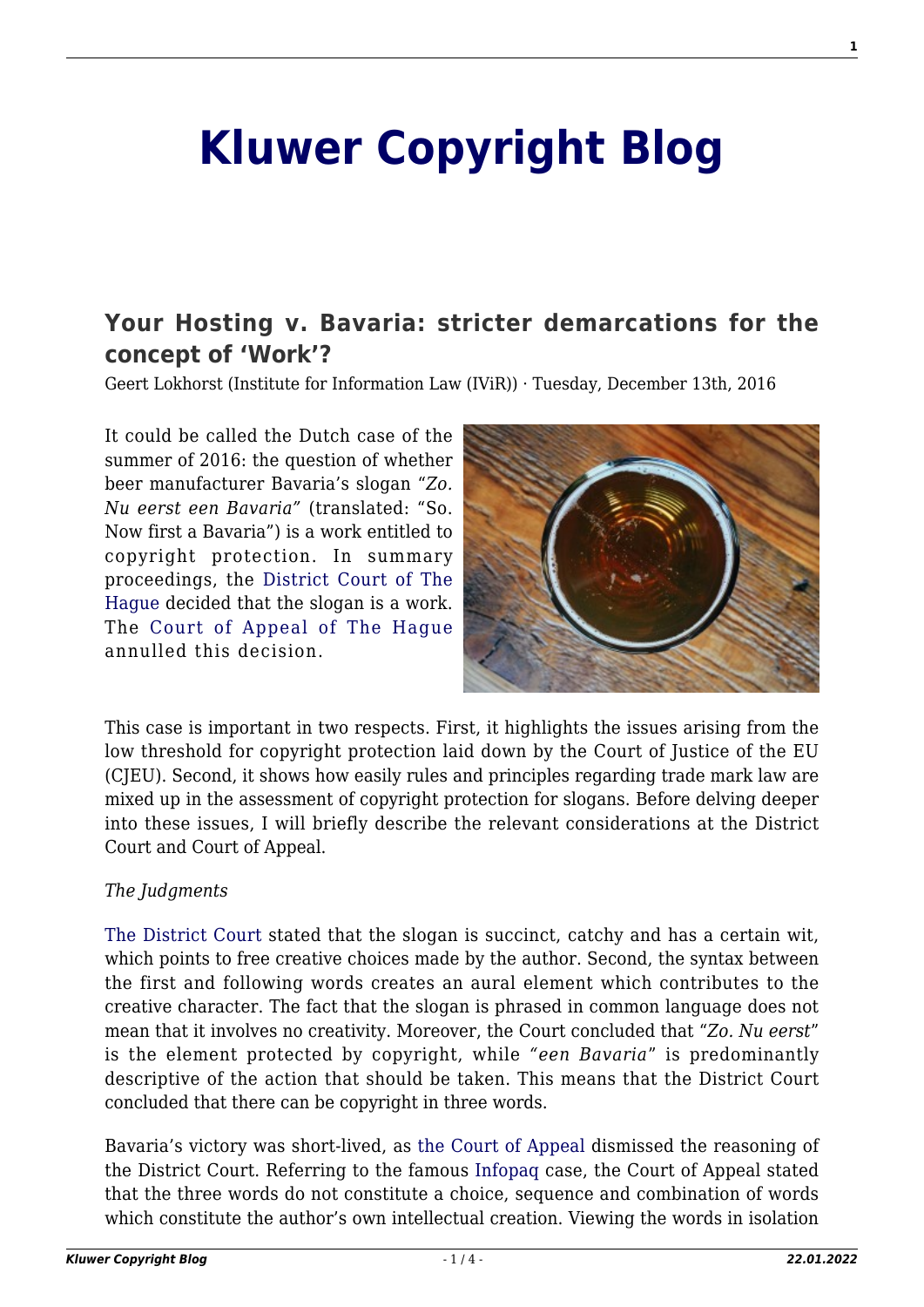# Kluwer Copyright Blog

## Your Hosting v. Bavaria: stricter demarcations for the concept of 'Work'?

Geert Lokhorst (Institute for Information Law (IViR)) · Tuesday, December 13th, 2016

It could be called the Dutch case of the summer of 2016: the question of whether beer manufacturer Bavaria's slogan "*Zo. Nu eerst een Bavaria"* (translated: "So. Now first a Bavaria") is a work entitled to copyright protection. In summary proceedings, the District Court of The Hague decided that the slogan is a work. The Court of Appeal of The Hague annulled this decision.

This case is important in two respects. First, it highlights the issues arising from the low threshold for copyright protection laid down by the Court of Justice of the EU (CJEU). Second, it shows how easily rules and principles regarding trade mark law are mixed up in the assessment of copyright protection for slogans. Before delving deeper into these issues, I will briefly describe the relevant considerations at the District Court and Court of Appeal.

*The Judgments*

The District Court stated that the slogan is succinct, catchy and has a certain wit, which points to free creative choices made by the author. Second, the syntax between the first and following words creates an aural element which contributes to the creative character. The fact that the slogan is phrased in common language does not mean that it involves no creativity. Moreover, the Court concluded that "*Zo. Nu eerst*" is the element protected by copyright, while *"een Bavaria*" is predominantly descriptive of the action that should be taken. This means that the District Court concluded that there can be copyright in three words.

Bavaria's victory was short-lived, as the Court of Appeal dismissed the reasoning of the District Court. Referring to the famous Infopaq case, the Court of Appeal stated that the three words do not constitute a choice, sequence and combination of words which constitute the author's own intellectual creation. Viewing the words in isolation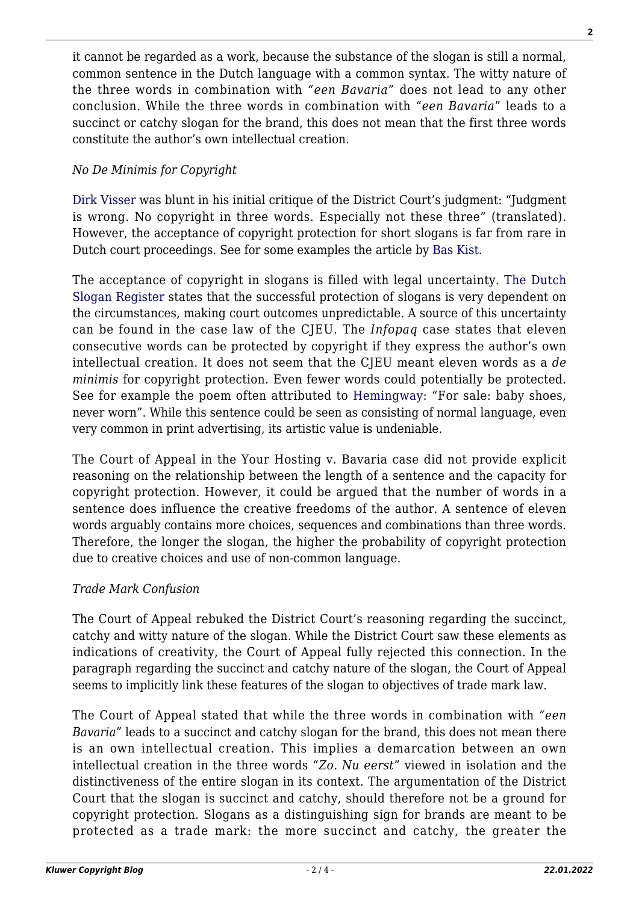it cannot be regarded as a work, because the substance of the slogan is still a normal, common sentence in the Dutch language with a common syntax. The witty nature of the three words in combination with *"een Bavaria"* does not lead to any other conclusion. While the three words in combination with "*een Bavaria*" leads to a succinct or catchy slogan for the brand, this does not mean that the first three words constitute the author's own intellectual creation.

*No De Minimis for Copyright*

Dirk Visser was blunt in his initial critique of the District Court's judgment: "Judgment is wrong. No copyright in three words. Especially not these three" (translated). However, the acceptance of copyright protection for short slogans is far from rare in Dutch court proceedings. See for some examples the article by Bas Kist.

The acceptance of copyright in slogans is filled with legal uncertainty. The Dutch Slogan Register states that the successful protection of slogans is very dependent on the circumstances, making court outcomes unpredictable. A source of this uncertainty can be found in the case law of the CJEU. The *Infopaq* case states that eleven consecutive words can be protected by copyright if they express the author's own intellectual creation. It does not seem that the CJEU meant eleven words as a *de minimis* for copyright protection. Even fewer words could potentially be protected. See for example the poem often attributed to Hemingway: "For sale: baby shoes, never worn". While this sentence could be seen as consisting of normal language, even very common in print advertising, its artistic value is undeniable.

The Court of Appeal in the Your Hosting v. Bavaria case did not provide explicit reasoning on the relationship between the length of a sentence and the capacity for copyright protection. However, it could be argued that the number of words in a sentence does influence the creative freedoms of the author. A sentence of eleven words arguably contains more choices, sequences and combinations than three words. Therefore, the longer the slogan, the higher the probability of copyright protection due to creative choices and use of non-common language.

*Trade Mark Confusion*

The Court of Appeal rebuked the District Court's reasoning regarding the succinct, catchy and witty nature of the slogan. While the District Court saw these elements as indications of creativity, the Court of Appeal fully rejected this connection. In the paragraph regarding the succinct and catchy nature of the slogan, the Court of Appeal seems to implicitly link these features of the slogan to objectives of trade mark law.

The Court of Appeal stated that while the three words in combination with *"een Bavaria"* leads to a succinct and catchy slogan for the brand, this does not mean there is an own intellectual creation. This implies a demarcation between an own intellectual creation in the three words "*Zo. Nu eerst*" viewed in isolation and the distinctiveness of the entire slogan in its context. The argumentation of the District Court that the slogan is succinct and catchy, should therefore not be a ground for copyright protection. Slogans as a distinguishing sign for brands are meant to be protected as a trade mark: the more succinct and catchy, the greater the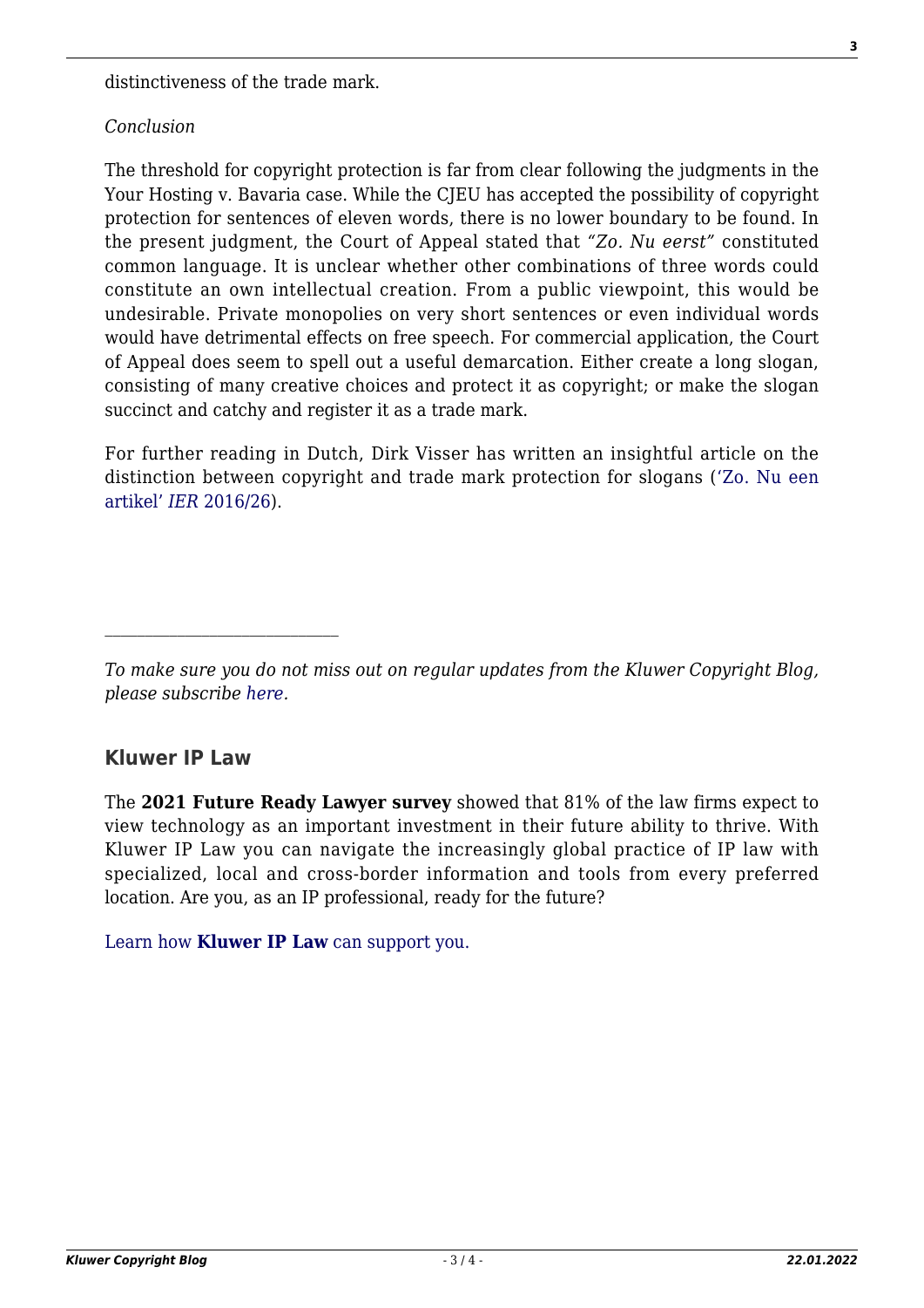distinctiveness of the trade mark.

*Conclusion*

The threshold for copyright protection is far from clear following the judgments in the Your Hosting v. Bavaria case. While the CJEU has accepted the possibility of copyright protection for sentences of eleven words, there is no lower boundary to be found. In the present judgment, the Court of Appeal stated that *"Zo. Nu eerst"* constituted common language. It is unclear whether other combinations of three words could constitute an own intellectual creation. From a public viewpoint, this would be undesirable. Private monopolies on very short sentences or even individual words would have detrimental effects on free speech. For commercial application, the Court of Appeal does seem to spell out a useful demarcation. Either create a long slogan, consisting of many creative choices and protect it as copyright; or make the slogan succinct and catchy and register it as a trade mark.

For further reading in Dutch, Dirk Visser has written an insightful article on the distinction between copyright and trade mark protection for slogans ('Zo. Nu een artikel' *IER* 2016/26).

---

*To make sure you do not miss out on regular updates from the Kluwer Copyright Blog, please subscribe here.*

### Kluwer IP Law

The **2021 Future Ready Lawyer survey** showed that 81% of the law firms expect to view technology as an important investment in their future ability to thrive. With Kluwer IP Law you can navigate the increasingly global practice of IP law with specialized, local and cross-border information and tools from every preferred location. Are you, as an IP professional, ready for the future?

Learn how **Kluwer IP Law** can support you.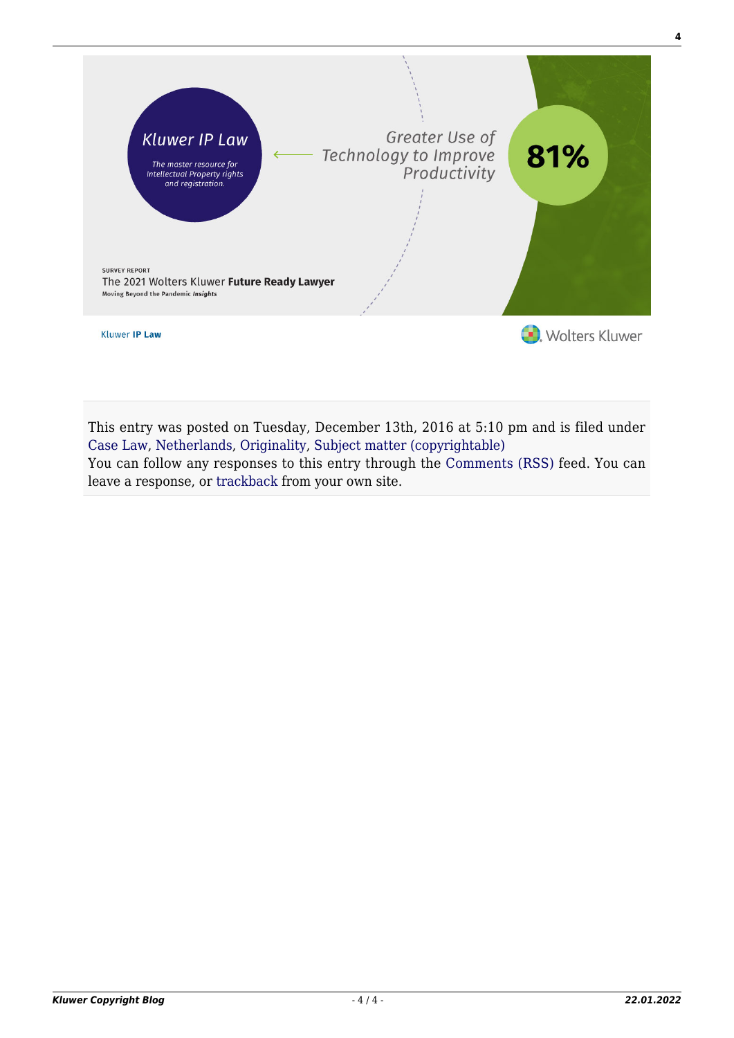Kluwer IP Law

The master resource for Intellectual Property rights and registration.

Greater Use of Technology to Improve Productivity

81%

SURVEY REPORT

The 2021 Wolters Kluwer **Future Ready Lawyer**

Moving Beyond the Pandemic *Insights*

Kluwer **IP Law**

Wolters Kluwer

This entry was posted on Tuesday, December 13th, 2016 at 5:10 pm and is filed under Case Law, Netherlands, Originality, Subject matter (copyrightable)
You can follow any responses to this entry through the Comments (RSS) feed. You can leave a response, or trackback from your own site.